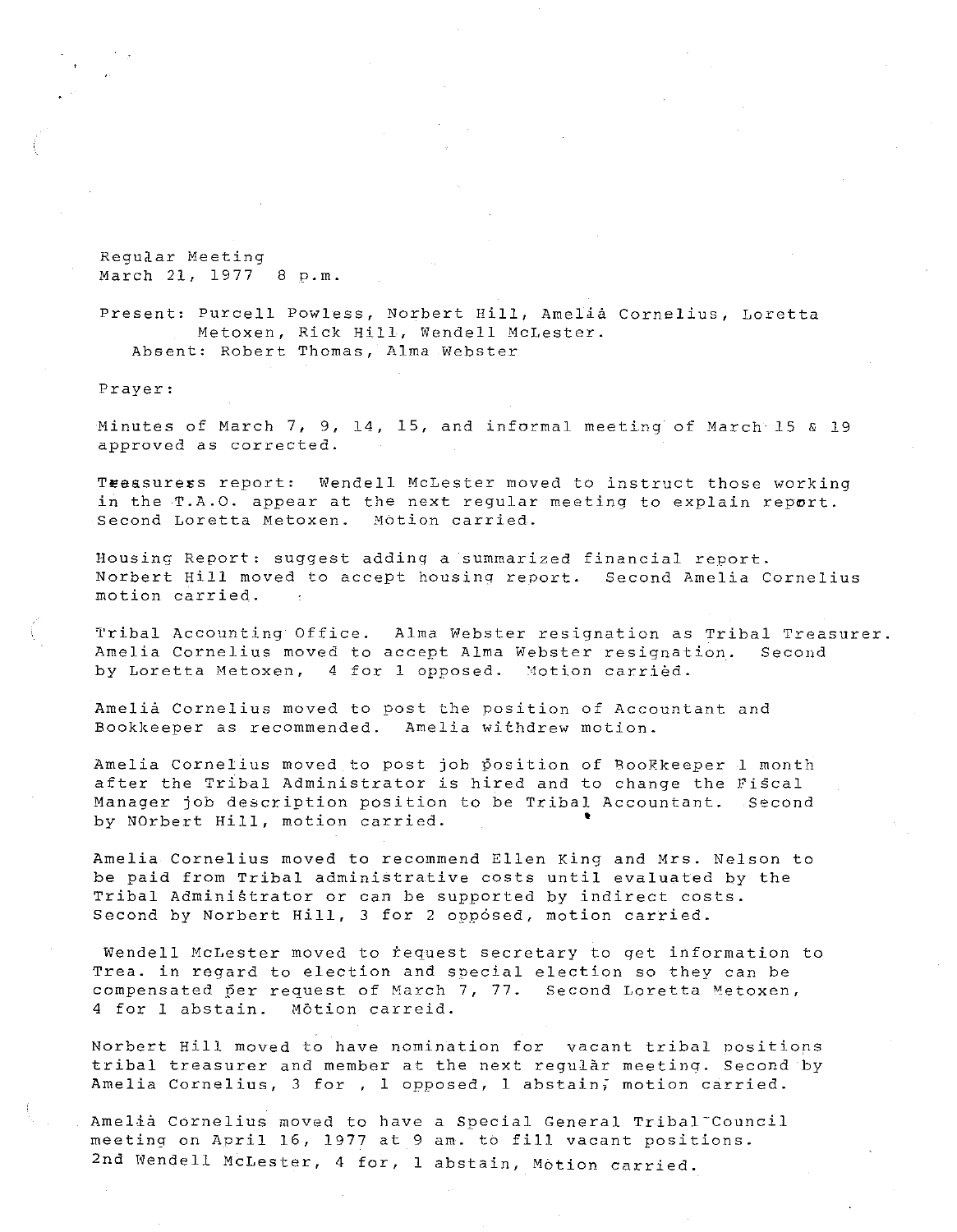Regular Meeting
March 21, 1977 8 p.m.

Present: Purcell Powless, Norbert Hill, Amelia Cornelius, Loretta Metoxen, Rick Hill, Wendell McLester.
Absent: Robert Thomas, Alma Webster

Prayer:

Minutes of March 7, 9, 14, 15, and informal meeting of March 15 & 19 approved as corrected.

Treasurers report: Wendell McLester moved to instruct those working in the T.A.O. appear at the next regular meeting to explain report. Second Loretta Metoxen. Motion carried.

Housing Report: suggest adding a summarized financial report. Norbert Hill moved to accept housing report. Second Amelia Cornelius motion carried.

Tribal Accounting Office. Alma Webster resignation as Tribal Treasurer. Amelia Cornelius moved to accept Alma Webster resignation. Second by Loretta Metoxen, 4 for 1 opposed. Motion carried.

Amelia Cornelius moved to post the position of Accountant and Bookkeeper as recommended. Amelia withdrew motion.

Amelia Cornelius moved to post job position of Bookkeeper 1 month after the Tribal Administrator is hired and to change the Fiscal Manager job description position to be Tribal Accountant. Second by NOrbert Hill, motion carried.

Amelia Cornelius moved to recommend Ellen King and Mrs. Nelson to be paid from Tribal administrative costs until evaluated by the Tribal Administrator or can be supported by indirect costs. Second by Norbert Hill, 3 for 2 opposed, motion carried.

Wendell McLester moved to request secretary to get information to Trea. in regard to election and special election so they can be compensated per request of March 7, 77. Second Loretta Metoxen, 4 for 1 abstain. Motion carreid.

Norbert Hill moved to have nomination for vacant tribal positions tribal treasurer and member at the next regular meeting. Second by Amelia Cornelius, 3 for , 1 opposed, 1 abstain, motion carried.

Amelia Cornelius moved to have a Special General Tribal Council meeting on April 16, 1977 at 9 am. to fill vacant positions. 2nd Wendell McLester, 4 for, 1 abstain, Motion carried.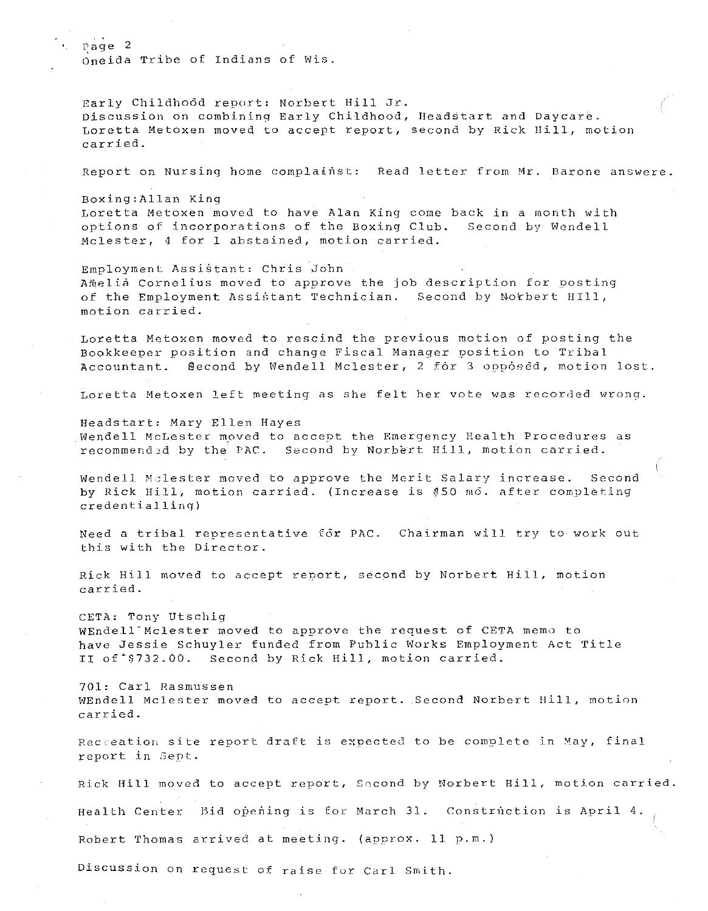Oneida Tribe of Indians of Wis.

Early Childhood report: Norbert Hill Jr.
Discussion on combining Early Childhood, Headstart and Daycare.
Loretta Metoxen moved to accept report, second by Rick Hill, motion carried.

Report on Nursing home complainst: Read letter from Mr. Barone answere.

Boxing:Allan King
Loretta Metoxen moved to have Alan King come back in a month with options of incorporations of the Boxing Club. Second by Wendell Mclester, 4 for 1 abstained, motion carried.

Employment Assistant: Chris John
Amelia Cornelius moved to approve the job description for posting of the Employment Assistant Technician. Second by Norbert HIll, motion carried.

Loretta Metoxen moved to rescind the previous motion of posting the Bookkeeper position and change Fiscal Manager position to Tribal Accountant. Second by Wendell Mclester, 2 for 3 opposed, motion lost.

Loretta Metoxen left meeting as she felt her vote was recorded wrong.

Headstart: Mary Ellen Hayes
Wendell McLester moved to accept the Emergency Health Procedures as recommended by the PAC. Second by Norbert Hill, motion carried.

Wendell Mclester moved to approve the Merit Salary increase. Second by Rick Hill, motion carried. (Increase is $50 mo. after completing credentialling)

Need a tribal representative for PAC. Chairman will try to work out this with the Director.

Rick Hill moved to accept report, second by Norbert Hill, motion carried.

CETA: Tony Utschig
WEndell Mclester moved to approve the request of CETA memo to have Jessie Schuyler funded from Public Works Employment Act Title II of $732.00. Second by Rick Hill, motion carried.

701: Carl Rasmussen
WEndell Mclester moved to accept report. Second Norbert Hill, motion carried.

Recreation site report draft is expected to be complete in May, final report in Sept.

Rick Hill moved to accept report, Second by Norbert Hill, motion carried.

Health Center Bid opening is for March 31. Construction is April 4.

Robert Thomas arrived at meeting. (approx. 11 p.m.)

Discussion on request of raise for Carl Smith.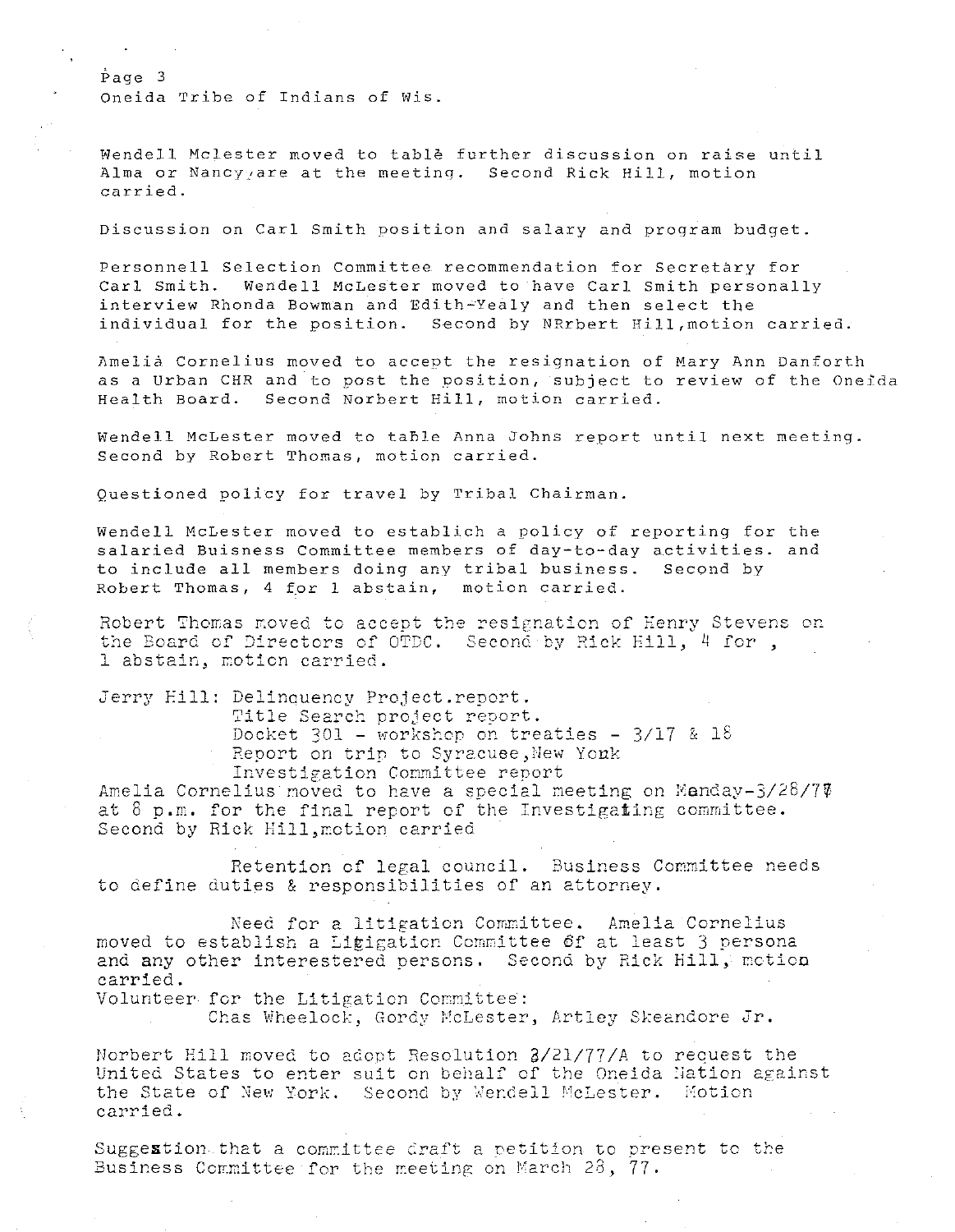Oneida Tribe of Indians of Wis.

Wendell Mclester moved to tablė further discussion on raise until Alma or Nancy,are at the meeting. Second Rick Hill, motion carried.

Discussion on Carl Smith position and salary and program budget.

Personnell Selection Committee recommendation for Secretary for Carl Smith. Wendell McLester moved to have Carl Smith personally interview Rhonda Bowman and Edith-Yealy and then select the individual for the position. Second by NRrbert Hill,motion carried.

Amelia Cornelius moved to accept the resignation of Mary Ann Danforth as a Urban CHR and to post the position, subject to review of the Oneida Health Board. Second Norbert Hill, motion carried.

Wendell McLester moved to taBle Anna Johns report until next meeting. Second by Robert Thomas, motion carried.

Questioned policy for travel by Tribal Chairman.

Wendell McLester moved to establich a policy of reporting for the salaried Buisness Committee members of day-to-day activities. and to include all members doing any tribal business. Second by Robert Thomas, 4 for 1 abstain, motion carried.

Robert Thomas moved to accept the resignation of Henry Stevens on the Board of Directors of OTDC. Second by Rick Hill, 4 for , 1 abstain, motion carried.

Jerry Hill: Delinquency Project.report.
Title Search project report.
Docket 301 - workshop on treaties - 3/17 & 18
Report on trip to Syracuse,New York
Investigation Committee report

Amelia Cornelius moved to have a special meeting on Monday-3/28/77 at 8 p.m. for the final report of the Investigating committee. Second by Rick Hill,motion carried

Retention of legal council. Business Committee needs to define duties & responsibilities of an attorney.

Need for a litigation Committee. Amelia Cornelius moved to establish a Litigation Committee of at least 3 persona and any other interestered persons. Second by Rick Hill, motion carried.

Volunteer for the Litigation Committee:
Chas Wheelock, Gordy McLester, Artley Skeandore Jr.

Norbert Hill moved to adopt Resolution 3/21/77/A to request the United States to enter suit on behalf of the Oneida Nation against the State of New York. Second by Wendell McLester. Motion carried.

Suggestion that a committee draft a petition to present to the Business Committee for the meeting on March 28, 77.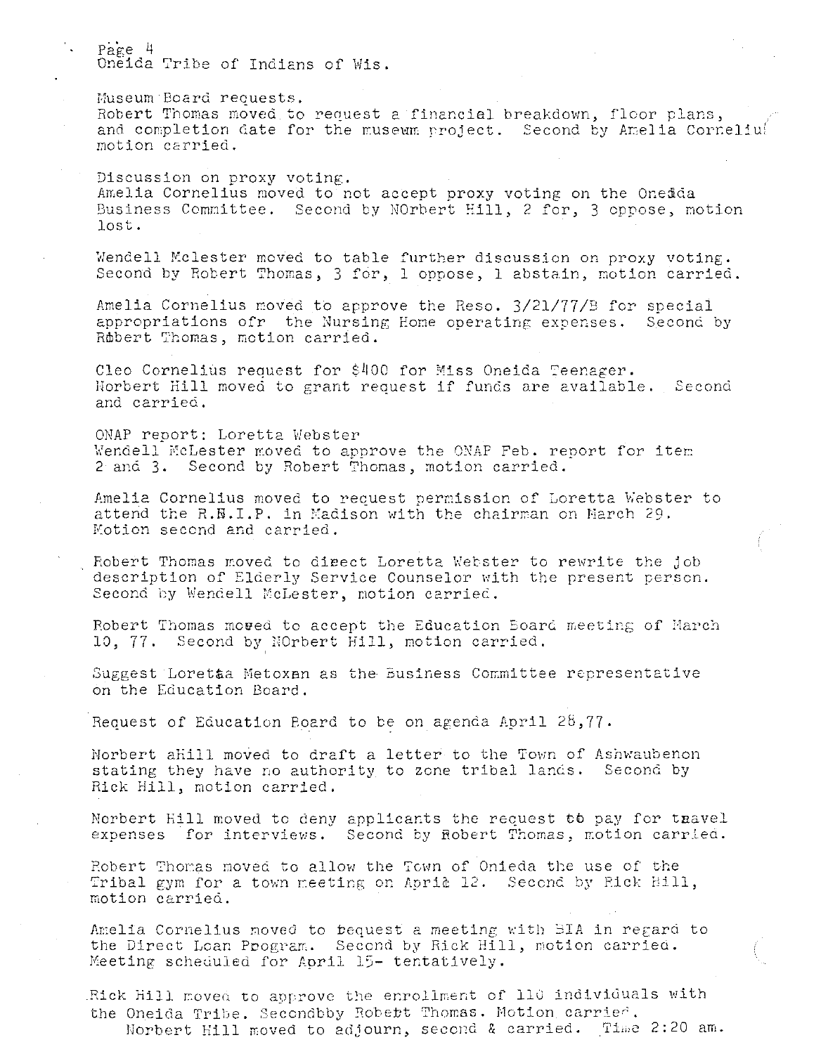Oneida Tribe of Indians of Wis.

Museum Board requests.
Robert Thomas moved to request a financial breakdown, floor plans, and completion date for the museum project. Second by Amelia Cornelius motion carried.

Discussion on proxy voting.
Amelia Cornelius moved to not accept proxy voting on the Oneida Business Committee. Second by NOrbert Hill, 2 for, 3 oppose, motion lost.

Wendell Mclester moved to table further discussion on proxy voting. Second by Robert Thomas, 3 for, 1 oppose, 1 abstain, motion carried.

Amelia Cornelius moved to approve the Reso. 3/21/77/B for special appropriations ofr the Nursing Home operating expenses. Second by Robert Thomas, motion carried.

Cleo Cornelius request for $400 for Miss Oneida Teenager. Norbert Hill moved to grant request if funds are available. Second and carried.

ONAP report: Loretta Webster
Wendell McLester moved to approve the ONAP Feb. report for item 2 and 3. Second by Robert Thomas, motion carried.

Amelia Cornelius moved to request permission of Loretta Webster to attend the R.N.I.P. in Madison with the chairman on March 29. Motion second and carried.

Robert Thomas moved to direct Loretta Webster to rewrite the job description of Elderly Service Counselor with the present person. Second by Wendell McLester, motion carried.

Robert Thomas moved to accept the Education Board meeting of March 10, 77. Second by NOrbert Hill, motion carried.

Suggest Loretta Metoxen as the Business Committee representative on the Education Board.

Request of Education Board to be on agenda April 28,77.

Norbert aHill moved to draft a letter to the Town of Ashwaubenon stating they have no authority to zone tribal lands. Second by Rick Hill, motion carried.

Norbert Hill moved to deny applicants the request to pay for travel expenses for interviews. Second by Robert Thomas, motion carried.

Robert Thomas moved to allow the Town of Onieda the use of the Tribal gym for a town meeting on April 12. Second by Rick Hill, motion carried.

Amelia Cornelius moved to request a meeting with BIA in regard to the Direct Loan Program. Second by Rick Hill, motion carried. Meeting scheduled for April 15- tentatively.

Rick Hill moved to approve the enrollment of 110 individuals with the Oneida Tribe. Secondbby Robert Thomas. Motion carried.
Norbert Hill moved to adjourn, second & carried. Time 2:20 am.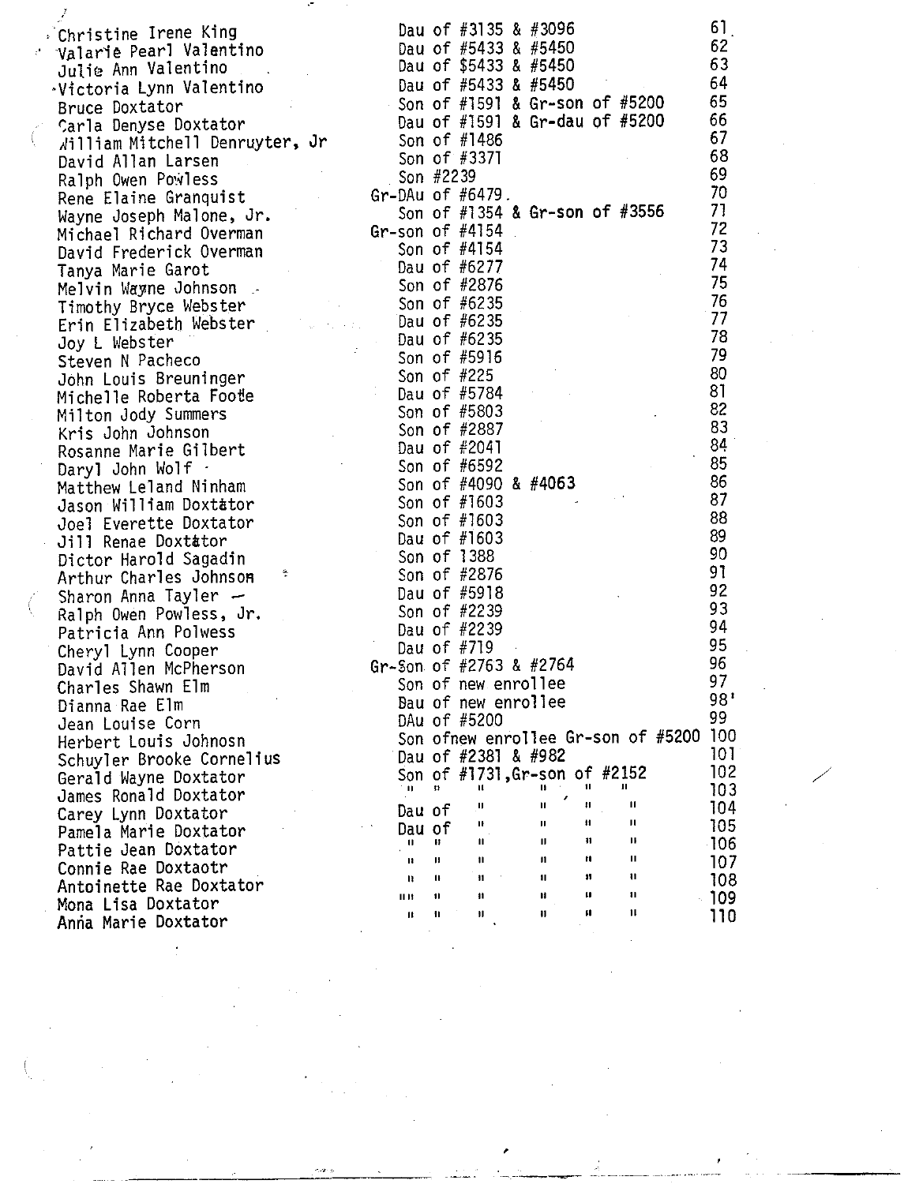| | | |
|---|---|---|
| Christine Irene King | Dau of #3135 & #3096 | 61 |
| Valarie Pearl Valentino | Dau of #5433 & #5450 | 62 |
| Julie Ann Valentino | Dau of $5433 & #5450 | 63 |
| Victoria Lynn Valentino | Dau of #5433 & #5450 | 64 |
| Bruce Doxtator | Son of #1591 & Gr-son of #5200 | 65 |
| Carla Denyse Doxtator | Dau of #1591 & Gr-dau of #5200 | 66 |
| William Mitchell Denruyter, Jr | Son of #1486 | 67 |
| David Allan Larsen | Son of #3371 | 68 |
| Ralph Owen Powless | Son #2239 | 69 |
| Rene Elaine Granquist | Gr-DAu of #6479. | 70 |
| Wayne Joseph Malone, Jr. | Son of #1354 & Gr-son of #3556 | 71 |
| Michael Richard Overman | Gr-son of #4154 | 72 |
| David Frederick Overman | Son of #4154 | 73 |
| Tanya Marie Garot | Dau of #6277 | 74 |
| Melvin Wayne Johnson | Son of #2876 | 75 |
| Timothy Bryce Webster | Son of #6235 | 76 |
| Erin Elizabeth Webster | Dau of #6235 | 77 |
| Joy L Webster | Dau of #6235 | 78 |
| Steven N Pacheco | Son of #5916 | 79 |
| John Louis Breuninger | Son of #225 | 80 |
| Michelle Roberta Foote | Dau of #5784 | 81 |
| Milton Jody Summers | Son of #5803 | 82 |
| Kris John Johnson | Son of #2887 | 83 |
| Rosanne Marie Gilbert | Dau of #2041 | 84 |
| Daryl John Wolf | Son of #6592 | 85 |
| Matthew Leland Ninham | Son of #4090 & #4063 | 86 |
| Jason William Doxtator | Son of #1603 | 87 |
| Joel Everette Doxtator | Son of #1603 | 88 |
| Jill Renae Doxtator | Dau of #1603 | 89 |
| Dictor Harold Sagadin | Son of 1388 | 90 |
| Arthur Charles Johnson | Son of #2876 | 91 |
| Sharon Anna Tayler | Dau of #5918 | 92 |
| Ralph Owen Powless, Jr. | Son of #2239 | 93 |
| Patricia Ann Polwess | Dau of #2239 | 94 |
| Cheryl Lynn Cooper | Dau of #719 | 95 |
| David Allen McPherson | Gr-Son of #2763 & #2764 | 96 |
| Charles Shawn Elm | Son of new enrollee | 97 |
| Dianna Rae Elm | Dau of new enrollee | 98 |
| Jean Louise Corn | DAu of #5200 | 99 |
| Herbert Louis Johnosn | Son ofnew enrollee Gr-son of #5200 | 100 |
| Schuyler Brooke Cornelius | Dau of #2381 & #982 | 101 |
| Gerald Wayne Doxtator | Son of #1731,Gr-son of #2152 | 102 |
| James Ronald Doxtator | " " " " " " | 103 |
| Carey Lynn Doxtator | Dau of " " " " | 104 |
| Pamela Marie Doxtator | Dau of " " " " | 105 |
| Pattie Jean Doxtator | " " " " " " | 106 |
| Connie Rae Doxtaotr | " " " " " " | 107 |
| Antoinette Rae Doxtator | " " " " " " | 108 |
| Mona Lisa Doxtator | " " " " " " | 109 |
| Anna Marie Doxtator | " " " " " " | 110 |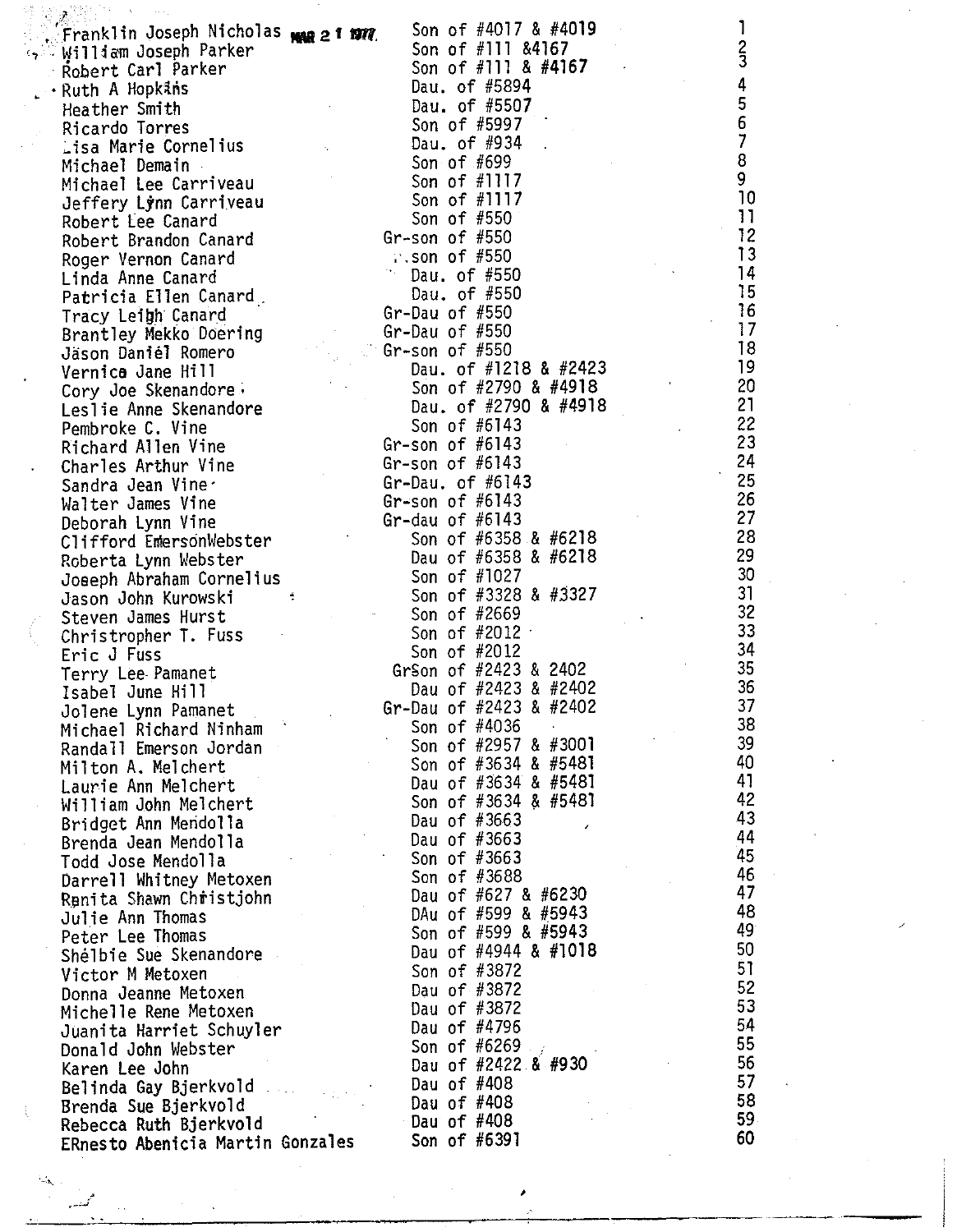| | | |
|---|---|---|
| Franklin Joseph Nicholas MAR 2 1 1977 | Son of #4017 & #4019 | 1 |
| William Joseph Parker | Son of #111 &4167 | 2 |
| Robert Carl Parker | Son of #111 & #4167 | 3 |
| Ruth A Hopkins | Dau. of #5894 | 4 |
| Heather Smith | Dau. of #5507 | 5 |
| Ricardo Torres | Son of #5997 | 6 |
| Lisa Marie Cornelius | Dau. of #934 | 7 |
| Michael Demain | Son of #699 | 8 |
| Michael Lee Carriveau | Son of #1117 | 9 |
| Jeffery Lynn Carriveau | Son of #1117 | 10 |
| Robert Lee Canard | Son of #550 | 11 |
| Robert Brandon Canard | Gr-son of #550 | 12 |
| Roger Vernon Canard | son of #550 | 13 |
| Linda Anne Canard | Dau. of #550 | 14 |
| Patricia Ellen Canard | Dau. of #550 | 15 |
| Tracy Leigh Canard | Gr-Dau of #550 | 16 |
| Brantley Mekko Doering | Gr-Dau of #550 | 17 |
| Jason Daniel Romero | Gr-son of #550 | 18 |
| Vernica Jane Hill | Dau. of #1218 & #2423 | 19 |
| Cory Joe Skenandore | Son of #2790 & #4918 | 20 |
| Leslie Anne Skenandore | Dau. of #2790 & #4918 | 21 |
| Pembroke C. Vine | Son of #6143 | 22 |
| Richard Allen Vine | Gr-son of #6143 | 23 |
| Charles Arthur Vine | Gr-son of #6143 | 24 |
| Sandra Jean Vine | Gr-Dau. of #6143 | 25 |
| Walter James Vine | Gr-son of #6143 | 26 |
| Deborah Lynn Vine | Gr-dau of #6143 | 27 |
| Clifford EmersonWebster | Son of #6358 & #6218 | 28 |
| Roberta Lynn Webster | Dau of #6358 & #6218 | 29 |
| Joseph Abraham Cornelius | Son of #1027 | 30 |
| Jason John Kurowski | Son of #3328 & #3327 | 31 |
| Steven James Hurst | Son of #2669 | 32 |
| Christropher T. Fuss | Son of #2012 | 33 |
| Eric J Fuss | Son of #2012 | 34 |
| Terry Lee Pamanet | GrSon of #2423 & 2402 | 35 |
| Isabel June Hill | Dau of #2423 & #2402 | 36 |
| Jolene Lynn Pamanet | Gr-Dau of #2423 & #2402 | 37 |
| Michael Richard Ninham | Son of #4036 | 38 |
| Randall Emerson Jordan | Son of #2957 & #3001 | 39 |
| Milton A. Melchert | Son of #3634 & #5481 | 40 |
| Laurie Ann Melchert | Dau of #3634 & #5481 | 41 |
| William John Melchert | Son of #3634 & #5481 | 42 |
| Bridget Ann Mendolla | Dau of #3663 | 43 |
| Brenda Jean Mendolla | Dau of #3663 | 44 |
| Todd Jose Mendolla | Son of #3663 | 45 |
| Darrell Whitney Metoxen | Son of #3688 | 46 |
| Renita Shawn Christjohn | Dau of #627 & #6230 | 47 |
| Julie Ann Thomas | DAu of #599 & #5943 | 48 |
| Peter Lee Thomas | Son of #599 & #5943 | 49 |
| Shelbie Sue Skenandore | Dau of #4944 & #1018 | 50 |
| Victor M Metoxen | Son of #3872 | 51 |
| Donna Jeanne Metoxen | Dau of #3872 | 52 |
| Michelle Rene Metoxen | Dau of #3872 | 53 |
| Juanita Harriet Schuyler | Dau of #4796 | 54 |
| Donald John Webster | Son of #6269 | 55 |
| Karen Lee John | Dau of #2422 & #930 | 56 |
| Belinda Gay Bjerkvold | Dau of #408 | 57 |
| Brenda Sue Bjerkvold | Dau of #408 | 58 |
| Rebecca Ruth Bjerkvold | Dau of #408 | 59 |
| ERnesto Abenicia Martin Gonzales | Son of #6391 | 60 |